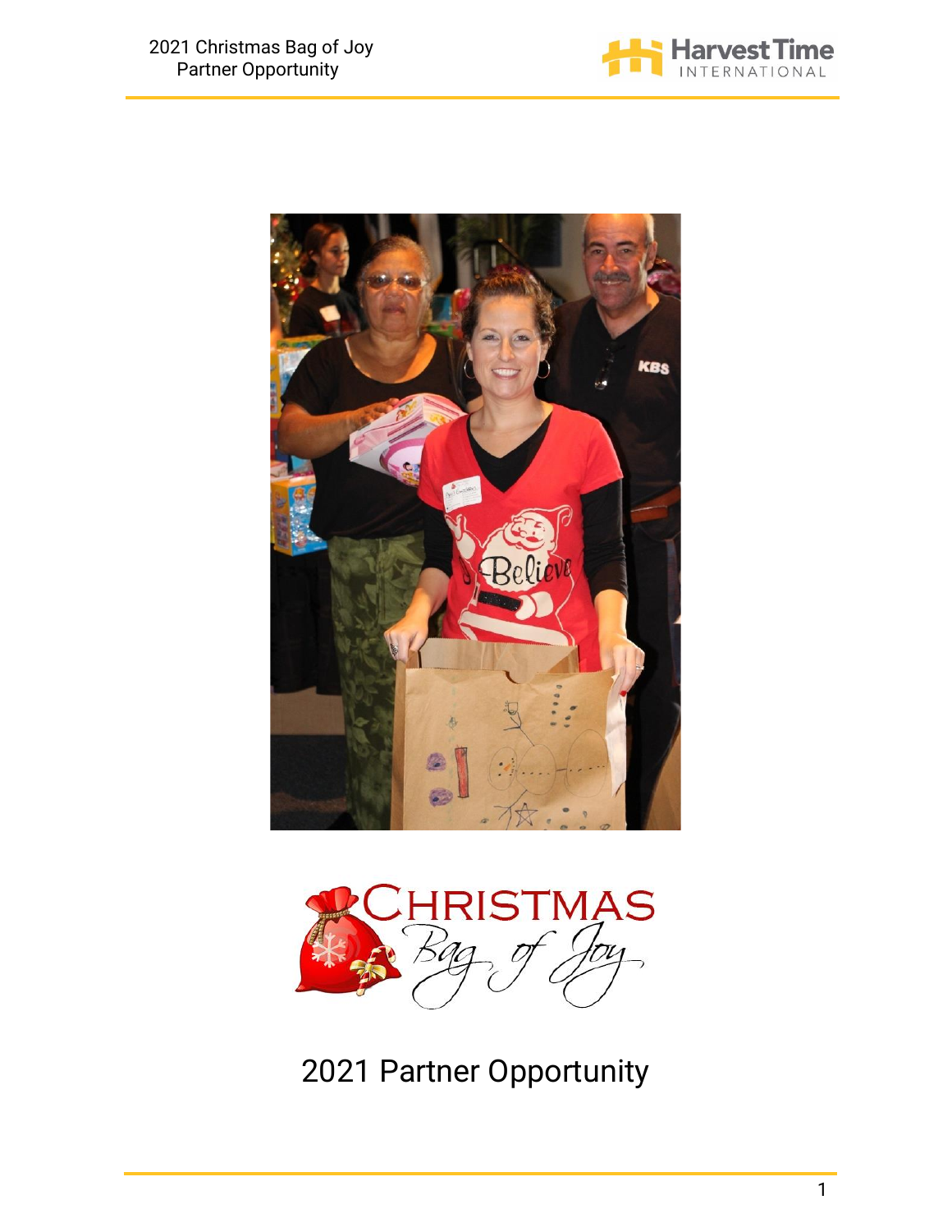# 2021 Partner Opportunity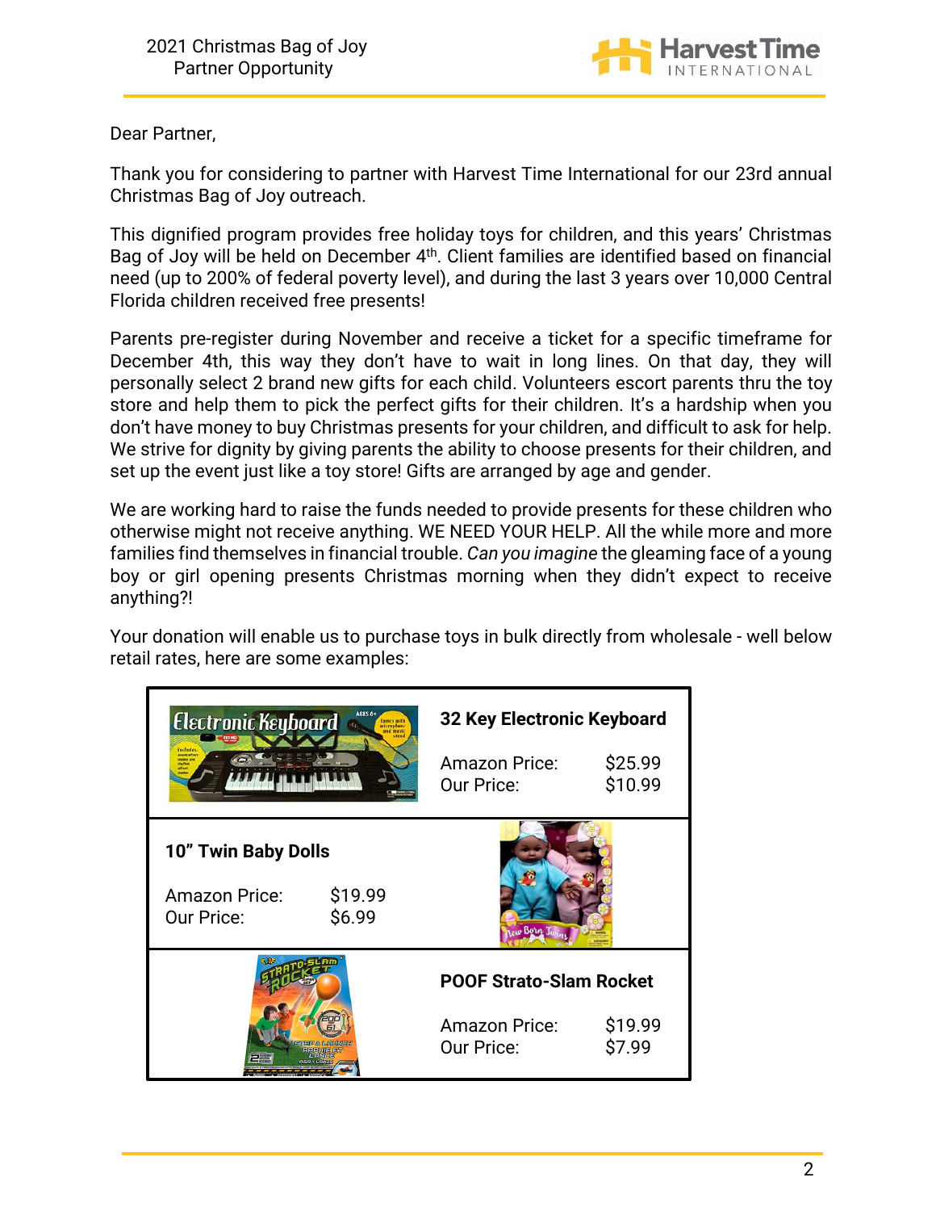Dear Partner,

Thank you for considering to partner with Harvest Time International for our 23rd annual Christmas Bag of Joy outreach.

This dignified program provides free holiday toys for children, and this years' Christmas Bag of Joy will be held on December 4th. Client families are identified based on financial need (up to 200% of federal poverty level), and during the last 3 years over 10,000 Central Florida children received free presents!

Parents pre-register during November and receive a ticket for a specific timeframe for December 4th, this way they don't have to wait in long lines. On that day, they will personally select 2 brand new gifts for each child. Volunteers escort parents thru the toy store and help them to pick the perfect gifts for their children. It's a hardship when you don't have money to buy Christmas presents for your children, and difficult to ask for help. We strive for dignity by giving parents the ability to choose presents for their children, and set up the event just like a toy store! Gifts are arranged by age and gender.

We are working hard to raise the funds needed to provide presents for these children who otherwise might not receive anything. WE NEED YOUR HELP. All the while more and more families find themselves in financial trouble. *Can you imagine* the gleaming face of a young boy or girl opening presents Christmas morning when they didn't expect to receive anything?!

Your donation will enable us to purchase toys in bulk directly from wholesale - well below retail rates, here are some examples:

| Item | Amazon Price | Our Price |
|---|---|---|
| **32 Key Electronic Keyboard** | $25.99 | $10.99 |
| **10" Twin Baby Dolls** | $19.99 | $6.99 |
| **POOF Strato-Slam Rocket** | $19.99 | $7.99 |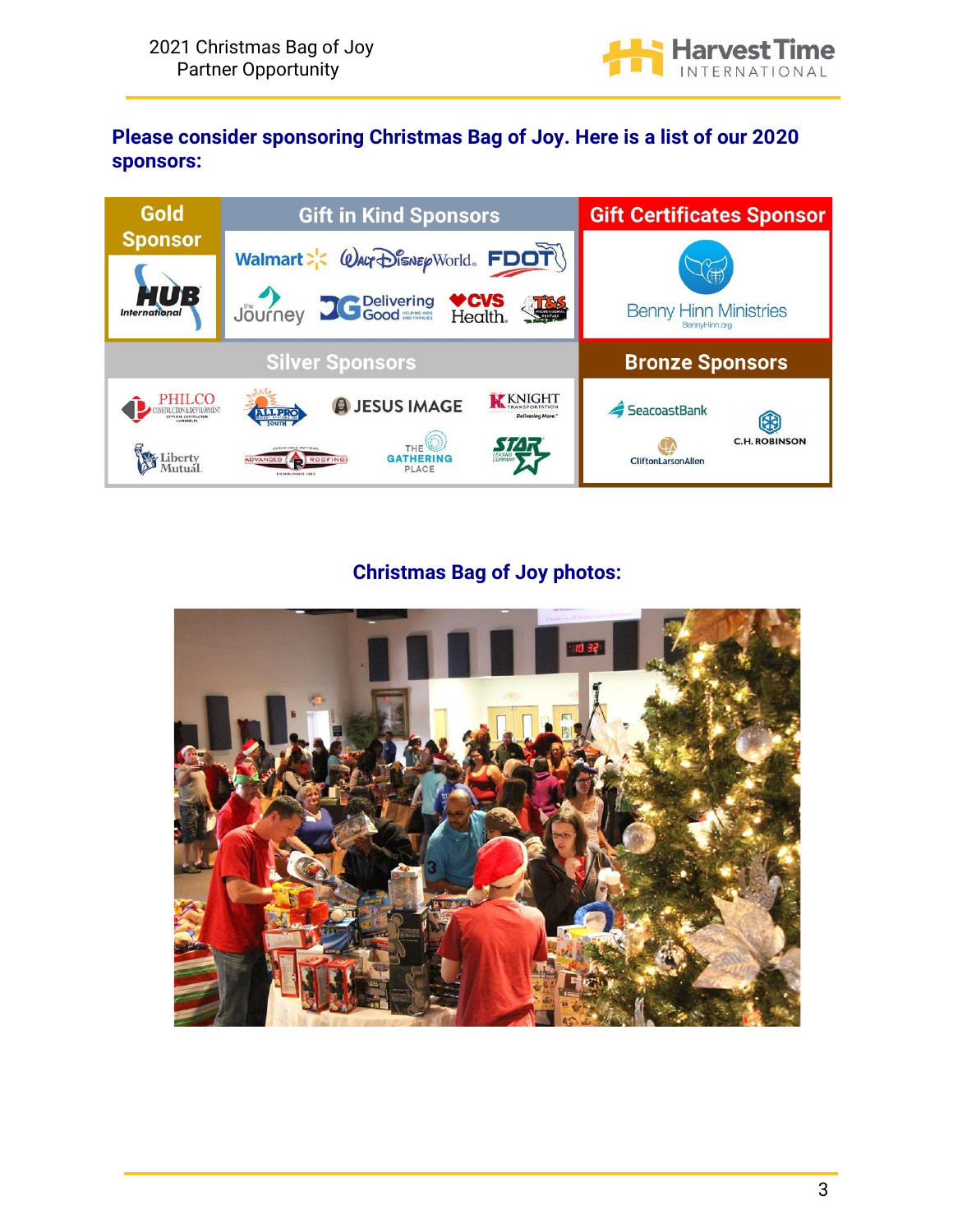**Please consider sponsoring Christmas Bag of Joy. Here is a list of our 2020 sponsors:**

| Gold Sponsor | Gift in Kind Sponsors | Gift Certificates Sponsor |
|---|---|---|
| HUB International | Walmart, Walt Disney World, FDOT, the Journey, Delivering Good, CVS Health, T&S Professional Rentals | Benny Hinn Ministries |

| Silver Sponsors | Bronze Sponsors |
|---|---|
| Philco Construction & Development, All Pro South, Jesus Image, Knight Transportation, Liberty Mutual, Advanced Roofing, The Gathering Place, Star Leasing Company | Seacoast Bank, C.H. Robinson, CliftonLarsonAllen |

## Christmas Bag of Joy photos: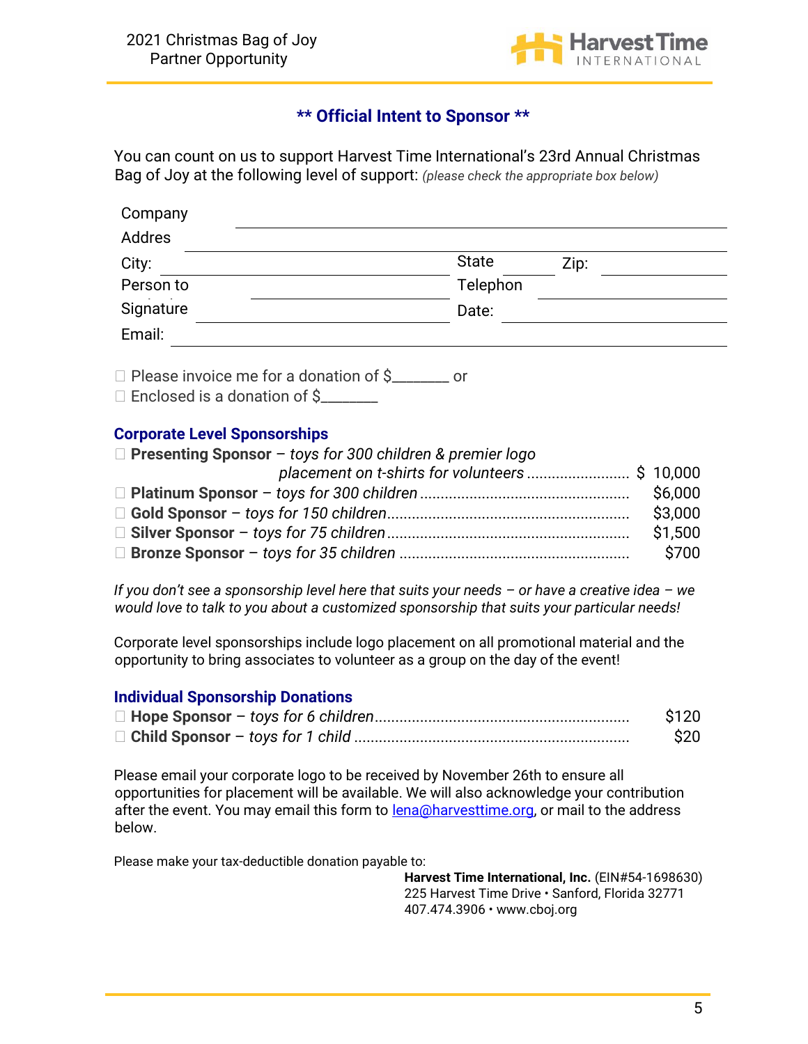2021 Christmas Bag of Joy
Partner Opportunity

## ** Official Intent to Sponsor **

You can count on us to support Harvest Time International's 23rd Annual Christmas Bag of Joy at the following level of support: *(please check the appropriate box below)*

Company ______________________________

Addres ______________________________

City: ____________________ State ________ Zip: ____________

Person to ____________________ Telephon ____________________

Signature ____________________ Date: ____________________

Email: ______________________________

☐ Please invoice me for a donation of $_______ or
☐ Enclosed is a donation of $_______

### Corporate Level Sponsorships

☐ **Presenting Sponsor** – *toys for 300 children & premier logo placement on t-shirts for volunteers* ........................ $ 10,000
☐ **Platinum Sponsor** – *toys for 300 children* .................................................. $6,000
☐ **Gold Sponsor** – *toys for 150 children*.......................................................... $3,000
☐ **Silver Sponsor** – *toys for 75 children*.......................................................... $1,500
☐ **Bronze Sponsor** – *toys for 35 children* ...................................................... $700

*If you don't see a sponsorship level here that suits your needs – or have a creative idea – we would love to talk to you about a customized sponsorship that suits your particular needs!*

Corporate level sponsorships include logo placement on all promotional material and the opportunity to bring associates to volunteer as a group on the day of the event!

### Individual Sponsorship Donations

☐ **Hope Sponsor** – *toys for 6 children*............................................................. $120
☐ **Child Sponsor** – *toys for 1 child* .................................................................. $20

Please email your corporate logo to be received by November 26th to ensure all opportunities for placement will be available. We will also acknowledge your contribution after the event. You may email this form to lena@harvesttime.org, or mail to the address below.

Please make your tax-deductible donation payable to:

**Harvest Time International, Inc.** (EIN#54-1698630)
225 Harvest Time Drive • Sanford, Florida 32771
407.474.3906 • www.cboj.org